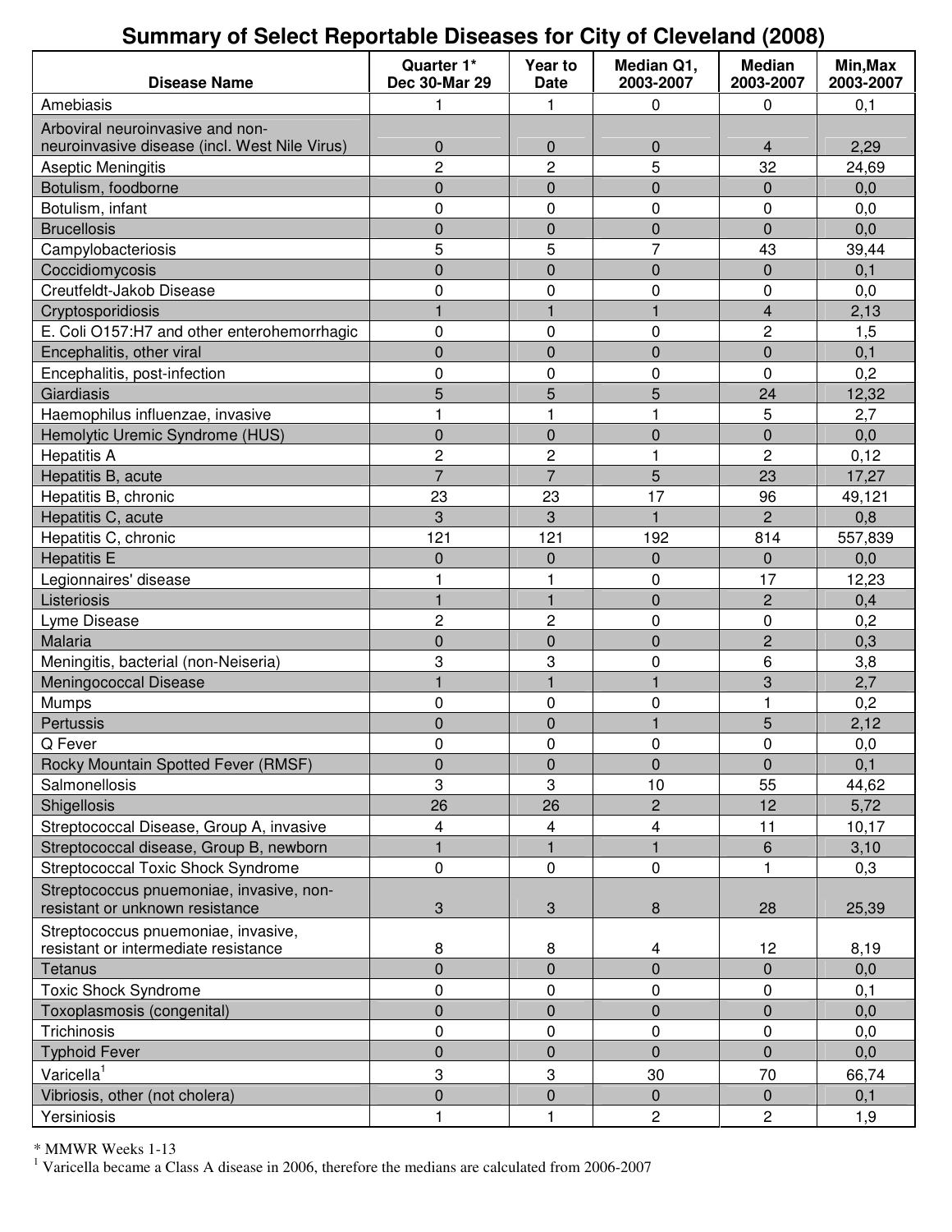# Summary of Select Reportable Diseases for City of Cleveland (2008)

| Disease Name | Quarter 1* Dec 30-Mar 29 | Year to Date | Median Q1, 2003-2007 | Median 2003-2007 | Min,Max 2003-2007 |
|---|---|---|---|---|---|
| Amebiasis | 1 | 1 | 0 | 0 | 0,1 |
| Arboviral neuroinvasive and non-neuroinvasive disease (incl. West Nile Virus) | 0 | 0 | 0 | 4 | 2,29 |
| Aseptic Meningitis | 2 | 2 | 5 | 32 | 24,69 |
| Botulism, foodborne | 0 | 0 | 0 | 0 | 0,0 |
| Botulism, infant | 0 | 0 | 0 | 0 | 0,0 |
| Brucellosis | 0 | 0 | 0 | 0 | 0,0 |
| Campylobacteriosis | 5 | 5 | 7 | 43 | 39,44 |
| Coccidiomycosis | 0 | 0 | 0 | 0 | 0,1 |
| Creutfeldt-Jakob Disease | 0 | 0 | 0 | 0 | 0,0 |
| Cryptosporidiosis | 1 | 1 | 1 | 4 | 2,13 |
| E. Coli O157:H7 and other enterohemorrhagic | 0 | 0 | 0 | 2 | 1,5 |
| Encephalitis, other viral | 0 | 0 | 0 | 0 | 0,1 |
| Encephalitis, post-infection | 0 | 0 | 0 | 0 | 0,2 |
| Giardiasis | 5 | 5 | 5 | 24 | 12,32 |
| Haemophilus influenzae, invasive | 1 | 1 | 1 | 5 | 2,7 |
| Hemolytic Uremic Syndrome (HUS) | 0 | 0 | 0 | 0 | 0,0 |
| Hepatitis A | 2 | 2 | 1 | 2 | 0,12 |
| Hepatitis B, acute | 7 | 7 | 5 | 23 | 17,27 |
| Hepatitis B, chronic | 23 | 23 | 17 | 96 | 49,121 |
| Hepatitis C, acute | 3 | 3 | 1 | 2 | 0,8 |
| Hepatitis C, chronic | 121 | 121 | 192 | 814 | 557,839 |
| Hepatitis E | 0 | 0 | 0 | 0 | 0,0 |
| Legionnaires' disease | 1 | 1 | 0 | 17 | 12,23 |
| Listeriosis | 1 | 1 | 0 | 2 | 0,4 |
| Lyme Disease | 2 | 2 | 0 | 0 | 0,2 |
| Malaria | 0 | 0 | 0 | 2 | 0,3 |
| Meningitis, bacterial (non-Neiseria) | 3 | 3 | 0 | 6 | 3,8 |
| Meningococcal Disease | 1 | 1 | 1 | 3 | 2,7 |
| Mumps | 0 | 0 | 0 | 1 | 0,2 |
| Pertussis | 0 | 0 | 1 | 5 | 2,12 |
| Q Fever | 0 | 0 | 0 | 0 | 0,0 |
| Rocky Mountain Spotted Fever (RMSF) | 0 | 0 | 0 | 0 | 0,1 |
| Salmonellosis | 3 | 3 | 10 | 55 | 44,62 |
| Shigellosis | 26 | 26 | 2 | 12 | 5,72 |
| Streptococcal Disease, Group A, invasive | 4 | 4 | 4 | 11 | 10,17 |
| Streptococcal disease, Group B, newborn | 1 | 1 | 1 | 6 | 3,10 |
| Streptococcal Toxic Shock Syndrome | 0 | 0 | 0 | 1 | 0,3 |
| Streptococcus pnuemoniae, invasive, non-resistant or unknown resistance | 3 | 3 | 8 | 28 | 25,39 |
| Streptococcus pnuemoniae, invasive, resistant or intermediate resistance | 8 | 8 | 4 | 12 | 8,19 |
| Tetanus | 0 | 0 | 0 | 0 | 0,0 |
| Toxic Shock Syndrome | 0 | 0 | 0 | 0 | 0,1 |
| Toxoplasmosis (congenital) | 0 | 0 | 0 | 0 | 0,0 |
| Trichinosis | 0 | 0 | 0 | 0 | 0,0 |
| Typhoid Fever | 0 | 0 | 0 | 0 | 0,0 |
| Varicella[1] | 3 | 3 | 30 | 70 | 66,74 |
| Vibriosis, other (not cholera) | 0 | 0 | 0 | 0 | 0,1 |
| Yersiniosis | 1 | 1 | 2 | 2 | 1,9 |

\* MMWR Weeks 1-13

[1] Varicella became a Class A disease in 2006, therefore the medians are calculated from 2006-2007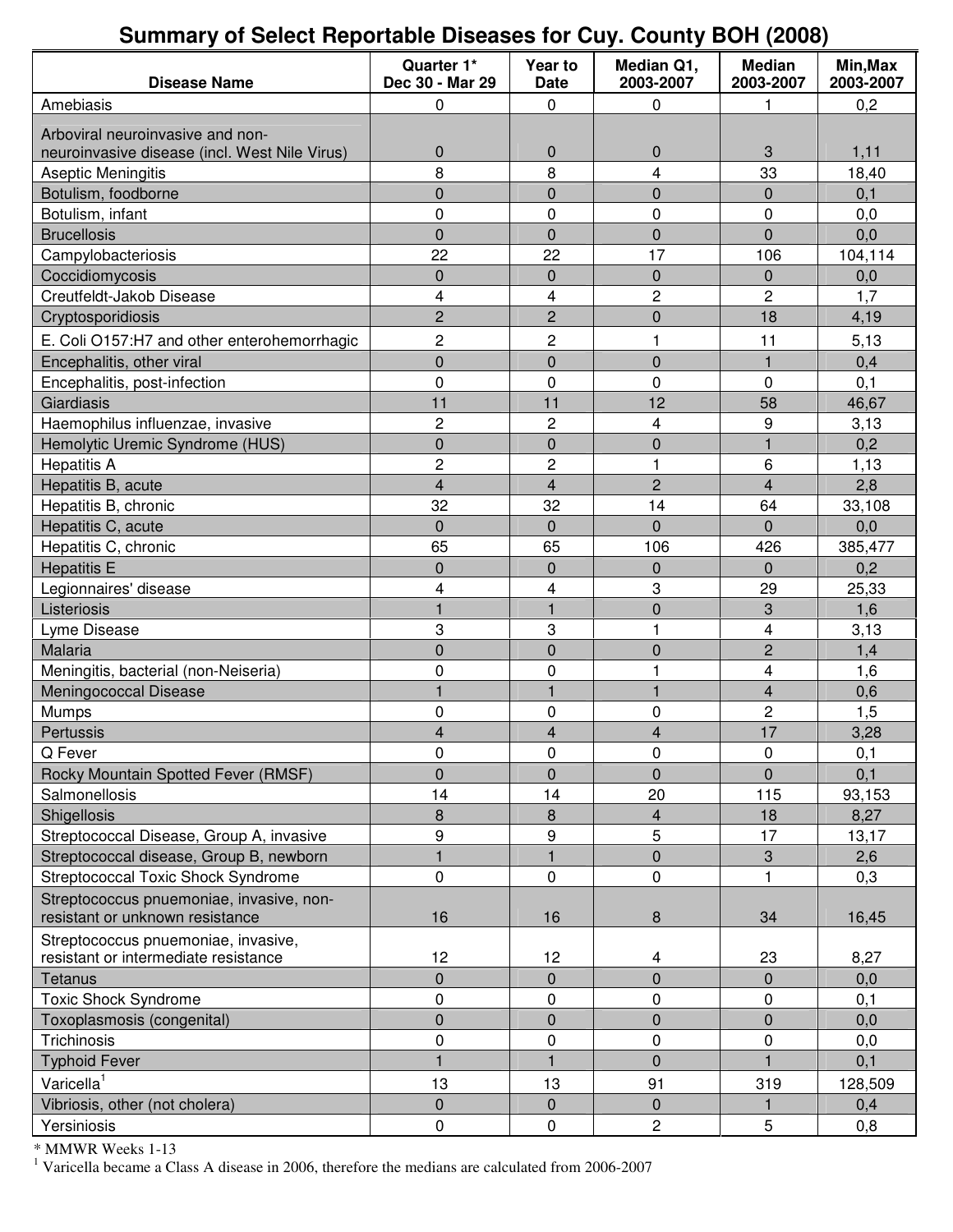# Summary of Select Reportable Diseases for Cuy. County BOH (2008)

| Disease Name | Quarter 1* Dec 30 - Mar 29 | Year to Date | Median Q1, 2003-2007 | Median 2003-2007 | Min,Max 2003-2007 |
|---|---|---|---|---|---|
| Amebiasis | 0 | 0 | 0 | 1 | 0,2 |
| Arboviral neuroinvasive and non-neuroinvasive disease (incl. West Nile Virus) | 0 | 0 | 0 | 3 | 1,11 |
| Aseptic Meningitis | 8 | 8 | 4 | 33 | 18,40 |
| Botulism, foodborne | 0 | 0 | 0 | 0 | 0,1 |
| Botulism, infant | 0 | 0 | 0 | 0 | 0,0 |
| Brucellosis | 0 | 0 | 0 | 0 | 0,0 |
| Campylobacteriosis | 22 | 22 | 17 | 106 | 104,114 |
| Coccidiomycosis | 0 | 0 | 0 | 0 | 0,0 |
| Creutfeldt-Jakob Disease | 4 | 4 | 2 | 2 | 1,7 |
| Cryptosporidiosis | 2 | 2 | 0 | 18 | 4,19 |
| E. Coli O157:H7 and other enterohemorrhagic | 2 | 2 | 1 | 11 | 5,13 |
| Encephalitis, other viral | 0 | 0 | 0 | 1 | 0,4 |
| Encephalitis, post-infection | 0 | 0 | 0 | 0 | 0,1 |
| Giardiasis | 11 | 11 | 12 | 58 | 46,67 |
| Haemophilus influenzae, invasive | 2 | 2 | 4 | 9 | 3,13 |
| Hemolytic Uremic Syndrome (HUS) | 0 | 0 | 0 | 1 | 0,2 |
| Hepatitis A | 2 | 2 | 1 | 6 | 1,13 |
| Hepatitis B, acute | 4 | 4 | 2 | 4 | 2,8 |
| Hepatitis B, chronic | 32 | 32 | 14 | 64 | 33,108 |
| Hepatitis C, acute | 0 | 0 | 0 | 0 | 0,0 |
| Hepatitis C, chronic | 65 | 65 | 106 | 426 | 385,477 |
| Hepatitis E | 0 | 0 | 0 | 0 | 0,2 |
| Legionnaires' disease | 4 | 4 | 3 | 29 | 25,33 |
| Listeriosis | 1 | 1 | 0 | 3 | 1,6 |
| Lyme Disease | 3 | 3 | 1 | 4 | 3,13 |
| Malaria | 0 | 0 | 0 | 2 | 1,4 |
| Meningitis, bacterial (non-Neiseria) | 0 | 0 | 1 | 4 | 1,6 |
| Meningococcal Disease | 1 | 1 | 1 | 4 | 0,6 |
| Mumps | 0 | 0 | 0 | 2 | 1,5 |
| Pertussis | 4 | 4 | 4 | 17 | 3,28 |
| Q Fever | 0 | 0 | 0 | 0 | 0,1 |
| Rocky Mountain Spotted Fever (RMSF) | 0 | 0 | 0 | 0 | 0,1 |
| Salmonellosis | 14 | 14 | 20 | 115 | 93,153 |
| Shigellosis | 8 | 8 | 4 | 18 | 8,27 |
| Streptococcal Disease, Group A, invasive | 9 | 9 | 5 | 17 | 13,17 |
| Streptococcal disease, Group B, newborn | 1 | 1 | 0 | 3 | 2,6 |
| Streptococcal Toxic Shock Syndrome | 0 | 0 | 0 | 1 | 0,3 |
| Streptococcus pnuemoniae, invasive, non-resistant or unknown resistance | 16 | 16 | 8 | 34 | 16,45 |
| Streptococcus pnuemoniae, invasive, resistant or intermediate resistance | 12 | 12 | 4 | 23 | 8,27 |
| Tetanus | 0 | 0 | 0 | 0 | 0,0 |
| Toxic Shock Syndrome | 0 | 0 | 0 | 0 | 0,1 |
| Toxoplasmosis (congenital) | 0 | 0 | 0 | 0 | 0,0 |
| Trichinosis | 0 | 0 | 0 | 0 | 0,0 |
| Typhoid Fever | 1 | 1 | 0 | 1 | 0,1 |
| Varicella[1] | 13 | 13 | 91 | 319 | 128,509 |
| Vibriosis, other (not cholera) | 0 | 0 | 0 | 1 | 0,4 |
| Yersiniosis | 0 | 0 | 2 | 5 | 0,8 |

\* MMWR Weeks 1-13

[1] Varicella became a Class A disease in 2006, therefore the medians are calculated from 2006-2007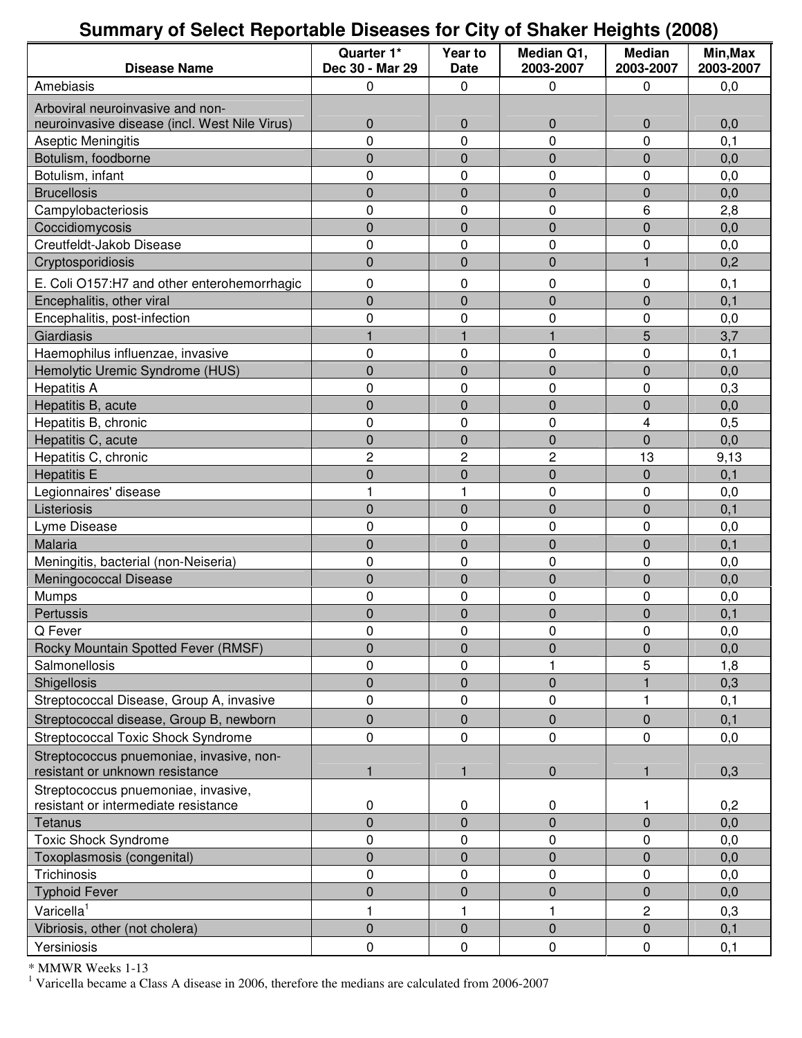# Summary of Select Reportable Diseases for City of Shaker Heights (2008)

| Disease Name | Quarter 1* Dec 30 - Mar 29 | Year to Date | Median Q1, 2003-2007 | Median 2003-2007 | Min,Max 2003-2007 |
|---|---|---|---|---|---|
| Amebiasis | 0 | 0 | 0 | 0 | 0,0 |
| Arboviral neuroinvasive and non-neuroinvasive disease (incl. West Nile Virus) | 0 | 0 | 0 | 0 | 0,0 |
| Aseptic Meningitis | 0 | 0 | 0 | 0 | 0,1 |
| Botulism, foodborne | 0 | 0 | 0 | 0 | 0,0 |
| Botulism, infant | 0 | 0 | 0 | 0 | 0,0 |
| Brucellosis | 0 | 0 | 0 | 0 | 0,0 |
| Campylobacteriosis | 0 | 0 | 0 | 6 | 2,8 |
| Coccidiomycosis | 0 | 0 | 0 | 0 | 0,0 |
| Creutfeldt-Jakob Disease | 0 | 0 | 0 | 0 | 0,0 |
| Cryptosporidiosis | 0 | 0 | 0 | 1 | 0,2 |
| E. Coli O157:H7 and other enterohemorrhagic | 0 | 0 | 0 | 0 | 0,1 |
| Encephalitis, other viral | 0 | 0 | 0 | 0 | 0,1 |
| Encephalitis, post-infection | 0 | 0 | 0 | 0 | 0,0 |
| Giardiasis | 1 | 1 | 1 | 5 | 3,7 |
| Haemophilus influenzae, invasive | 0 | 0 | 0 | 0 | 0,1 |
| Hemolytic Uremic Syndrome (HUS) | 0 | 0 | 0 | 0 | 0,0 |
| Hepatitis A | 0 | 0 | 0 | 0 | 0,3 |
| Hepatitis B, acute | 0 | 0 | 0 | 0 | 0,0 |
| Hepatitis B, chronic | 0 | 0 | 0 | 4 | 0,5 |
| Hepatitis C, acute | 0 | 0 | 0 | 0 | 0,0 |
| Hepatitis C, chronic | 2 | 2 | 2 | 13 | 9,13 |
| Hepatitis E | 0 | 0 | 0 | 0 | 0,1 |
| Legionnaires' disease | 1 | 1 | 0 | 0 | 0,0 |
| Listeriosis | 0 | 0 | 0 | 0 | 0,1 |
| Lyme Disease | 0 | 0 | 0 | 0 | 0,0 |
| Malaria | 0 | 0 | 0 | 0 | 0,1 |
| Meningitis, bacterial (non-Neiseria) | 0 | 0 | 0 | 0 | 0,0 |
| Meningococcal Disease | 0 | 0 | 0 | 0 | 0,0 |
| Mumps | 0 | 0 | 0 | 0 | 0,0 |
| Pertussis | 0 | 0 | 0 | 0 | 0,1 |
| Q Fever | 0 | 0 | 0 | 0 | 0,0 |
| Rocky Mountain Spotted Fever (RMSF) | 0 | 0 | 0 | 0 | 0,0 |
| Salmonellosis | 0 | 0 | 1 | 5 | 1,8 |
| Shigellosis | 0 | 0 | 0 | 1 | 0,3 |
| Streptococcal Disease, Group A, invasive | 0 | 0 | 0 | 1 | 0,1 |
| Streptococcal disease, Group B, newborn | 0 | 0 | 0 | 0 | 0,1 |
| Streptococcal Toxic Shock Syndrome | 0 | 0 | 0 | 0 | 0,0 |
| Streptococcus pnuemoniae, invasive, non-resistant or unknown resistance | 1 | 1 | 0 | 1 | 0,3 |
| Streptococcus pnuemoniae, invasive, resistant or intermediate resistance | 0 | 0 | 0 | 1 | 0,2 |
| Tetanus | 0 | 0 | 0 | 0 | 0,0 |
| Toxic Shock Syndrome | 0 | 0 | 0 | 0 | 0,0 |
| Toxoplasmosis (congenital) | 0 | 0 | 0 | 0 | 0,0 |
| Trichinosis | 0 | 0 | 0 | 0 | 0,0 |
| Typhoid Fever | 0 | 0 | 0 | 0 | 0,0 |
| Varicella[1] | 1 | 1 | 1 | 2 | 0,3 |
| Vibriosis, other (not cholera) | 0 | 0 | 0 | 0 | 0,1 |
| Yersiniosis | 0 | 0 | 0 | 0 | 0,1 |

\* MMWR Weeks 1-13

[1] Varicella became a Class A disease in 2006, therefore the medians are calculated from 2006-2007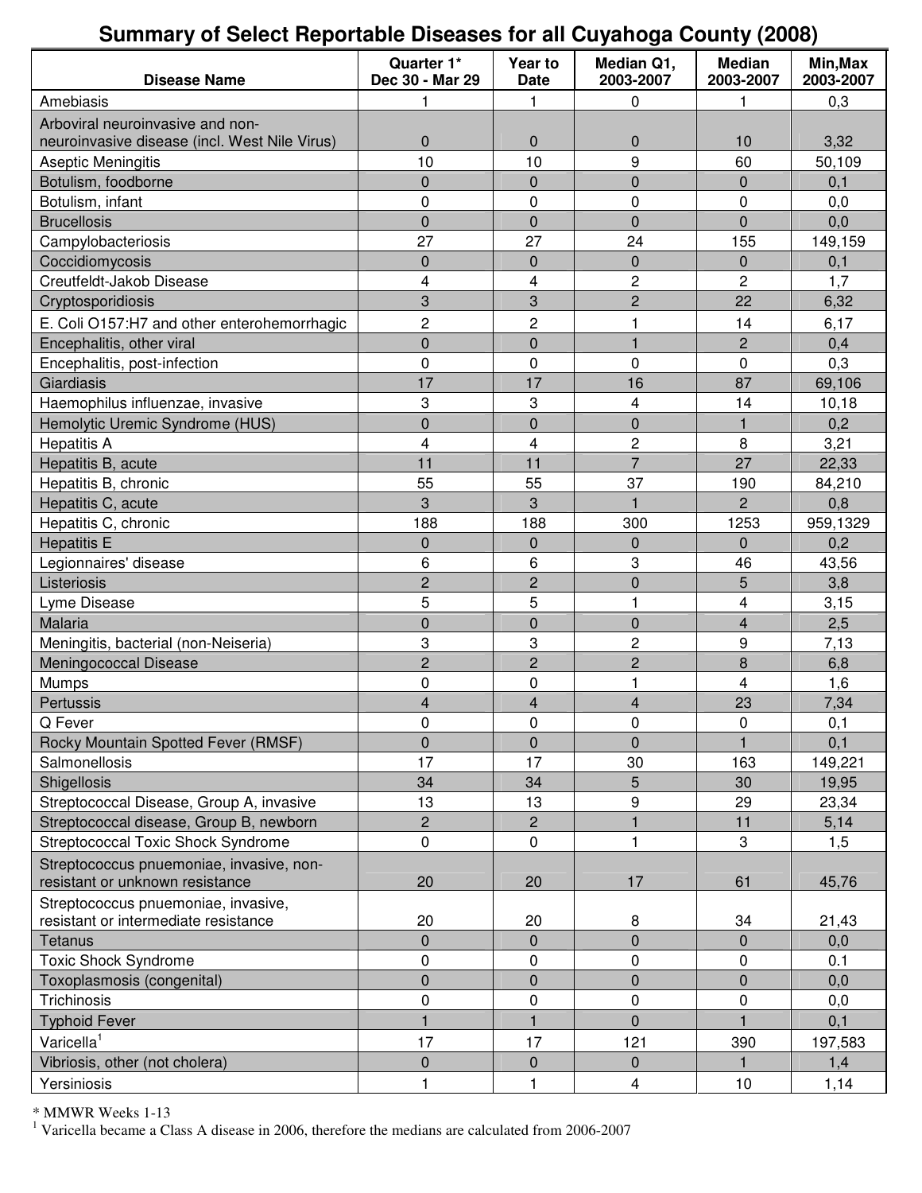# Summary of Select Reportable Diseases for all Cuyahoga County (2008)

| Disease Name | Quarter 1* Dec 30 - Mar 29 | Year to Date | Median Q1, 2003-2007 | Median 2003-2007 | Min,Max 2003-2007 |
|---|---|---|---|---|---|
| Amebiasis | 1 | 1 | 0 | 1 | 0,3 |
| Arboviral neuroinvasive and non-neuroinvasive disease (incl. West Nile Virus) | 0 | 0 | 0 | 10 | 3,32 |
| Aseptic Meningitis | 10 | 10 | 9 | 60 | 50,109 |
| Botulism, foodborne | 0 | 0 | 0 | 0 | 0,1 |
| Botulism, infant | 0 | 0 | 0 | 0 | 0,0 |
| Brucellosis | 0 | 0 | 0 | 0 | 0,0 |
| Campylobacteriosis | 27 | 27 | 24 | 155 | 149,159 |
| Coccidiomycosis | 0 | 0 | 0 | 0 | 0,1 |
| Creutfeldt-Jakob Disease | 4 | 4 | 2 | 2 | 1,7 |
| Cryptosporidiosis | 3 | 3 | 2 | 22 | 6,32 |
| E. Coli O157:H7 and other enterohemorrhagic | 2 | 2 | 1 | 14 | 6,17 |
| Encephalitis, other viral | 0 | 0 | 1 | 2 | 0,4 |
| Encephalitis, post-infection | 0 | 0 | 0 | 0 | 0,3 |
| Giardiasis | 17 | 17 | 16 | 87 | 69,106 |
| Haemophilus influenzae, invasive | 3 | 3 | 4 | 14 | 10,18 |
| Hemolytic Uremic Syndrome (HUS) | 0 | 0 | 0 | 1 | 0,2 |
| Hepatitis A | 4 | 4 | 2 | 8 | 3,21 |
| Hepatitis B, acute | 11 | 11 | 7 | 27 | 22,33 |
| Hepatitis B, chronic | 55 | 55 | 37 | 190 | 84,210 |
| Hepatitis C, acute | 3 | 3 | 1 | 2 | 0,8 |
| Hepatitis C, chronic | 188 | 188 | 300 | 1253 | 959,1329 |
| Hepatitis E | 0 | 0 | 0 | 0 | 0,2 |
| Legionnaires' disease | 6 | 6 | 3 | 46 | 43,56 |
| Listeriosis | 2 | 2 | 0 | 5 | 3,8 |
| Lyme Disease | 5 | 5 | 1 | 4 | 3,15 |
| Malaria | 0 | 0 | 0 | 4 | 2,5 |
| Meningitis, bacterial (non-Neiseria) | 3 | 3 | 2 | 9 | 7,13 |
| Meningococcal Disease | 2 | 2 | 2 | 8 | 6,8 |
| Mumps | 0 | 0 | 1 | 4 | 1,6 |
| Pertussis | 4 | 4 | 4 | 23 | 7,34 |
| Q Fever | 0 | 0 | 0 | 0 | 0,1 |
| Rocky Mountain Spotted Fever (RMSF) | 0 | 0 | 0 | 1 | 0,1 |
| Salmonellosis | 17 | 17 | 30 | 163 | 149,221 |
| Shigellosis | 34 | 34 | 5 | 30 | 19,95 |
| Streptococcal Disease, Group A, invasive | 13 | 13 | 9 | 29 | 23,34 |
| Streptococcal disease, Group B, newborn | 2 | 2 | 1 | 11 | 5,14 |
| Streptococcal Toxic Shock Syndrome | 0 | 0 | 1 | 3 | 1,5 |
| Streptococcus pnuemoniae, invasive, non-resistant or unknown resistance | 20 | 20 | 17 | 61 | 45,76 |
| Streptococcus pnuemoniae, invasive, resistant or intermediate resistance | 20 | 20 | 8 | 34 | 21,43 |
| Tetanus | 0 | 0 | 0 | 0 | 0,0 |
| Toxic Shock Syndrome | 0 | 0 | 0 | 0 | 0.1 |
| Toxoplasmosis (congenital) | 0 | 0 | 0 | 0 | 0,0 |
| Trichinosis | 0 | 0 | 0 | 0 | 0,0 |
| Typhoid Fever | 1 | 1 | 0 | 1 | 0,1 |
| Varicella[1] | 17 | 17 | 121 | 390 | 197,583 |
| Vibriosis, other (not cholera) | 0 | 0 | 0 | 1 | 1,4 |
| Yersiniosis | 1 | 1 | 4 | 10 | 1,14 |

\* MMWR Weeks 1-13

[1] Varicella became a Class A disease in 2006, therefore the medians are calculated from 2006-2007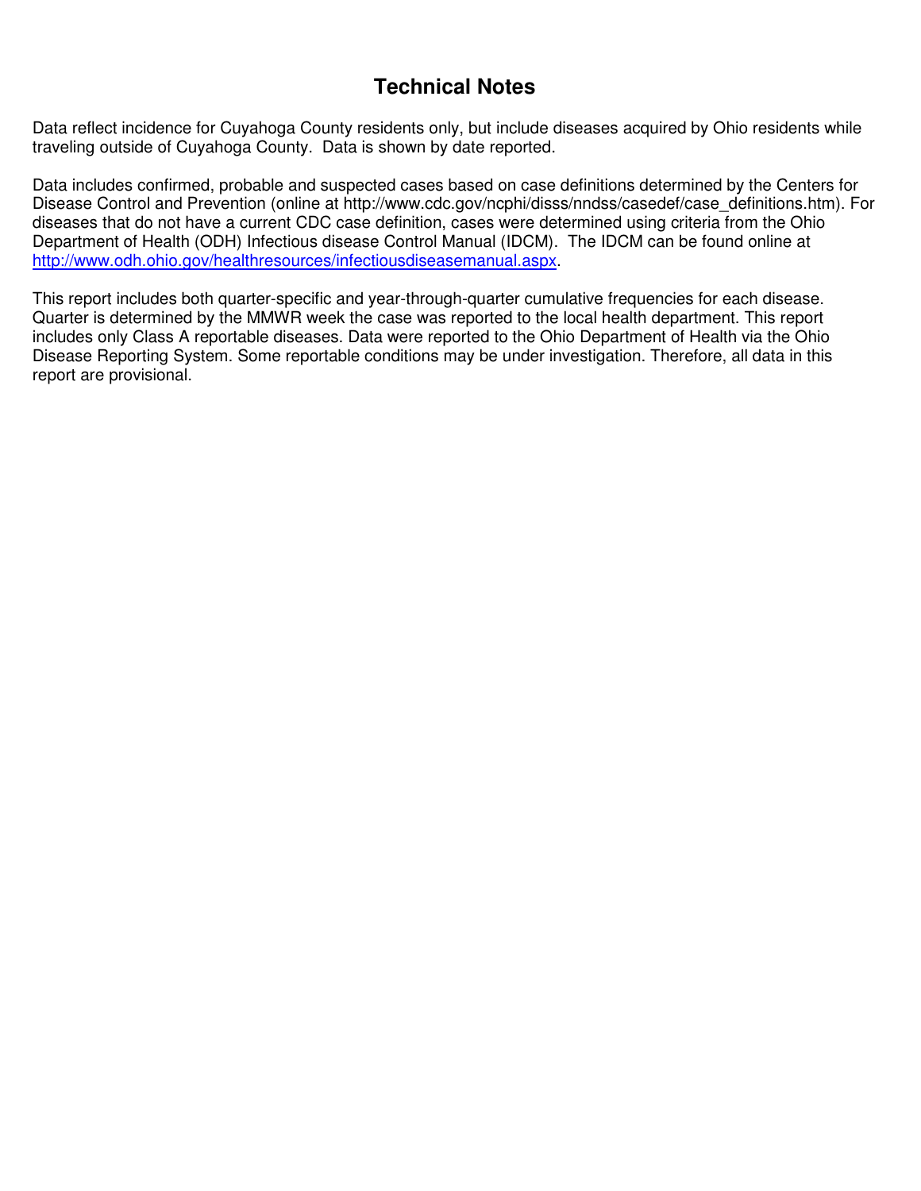# Technical Notes

Data reflect incidence for Cuyahoga County residents only, but include diseases acquired by Ohio residents while traveling outside of Cuyahoga County. Data is shown by date reported.

Data includes confirmed, probable and suspected cases based on case definitions determined by the Centers for Disease Control and Prevention (online at http://www.cdc.gov/ncphi/disss/nndss/casedef/case_definitions.htm). For diseases that do not have a current CDC case definition, cases were determined using criteria from the Ohio Department of Health (ODH) Infectious disease Control Manual (IDCM). The IDCM can be found online at http://www.odh.ohio.gov/healthresources/infectiousdiseasemanual.aspx.

This report includes both quarter-specific and year-through-quarter cumulative frequencies for each disease. Quarter is determined by the MMWR week the case was reported to the local health department. This report includes only Class A reportable diseases. Data were reported to the Ohio Department of Health via the Ohio Disease Reporting System. Some reportable conditions may be under investigation. Therefore, all data in this report are provisional.